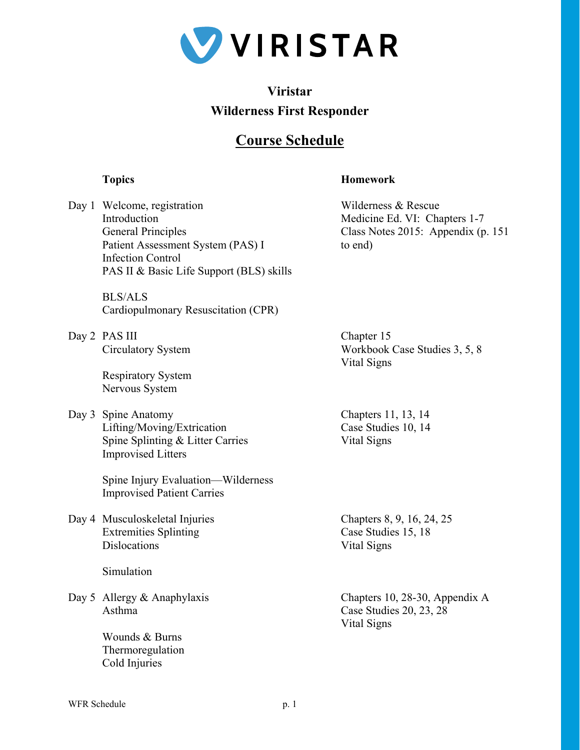**VIRISTAR**

# Viristar
## Wilderness First Responder

## Course Schedule

| | Topics | Homework |
|---|---|---|
| Day 1 | Welcome, registration<br>Introduction<br>General Principles<br>Patient Assessment System (PAS) I<br>Infection Control<br>PAS II & Basic Life Support (BLS) skills<br><br>BLS/ALS<br>Cardiopulmonary Resuscitation (CPR) | Wilderness & Rescue Medicine Ed. VI: Chapters 1-7<br>Class Notes 2015: Appendix (p. 151 to end) |
| Day 2 | PAS III<br>Circulatory System<br><br>Respiratory System<br>Nervous System | Chapter 15<br>Workbook Case Studies 3, 5, 8<br>Vital Signs |
| Day 3 | Spine Anatomy<br>Lifting/Moving/Extrication<br>Spine Splinting & Litter Carries<br>Improvised Litters<br><br>Spine Injury Evaluation—Wilderness<br>Improvised Patient Carries | Chapters 11, 13, 14<br>Case Studies 10, 14<br>Vital Signs |
| Day 4 | Musculoskeletal Injuries<br>Extremities Splinting<br>Dislocations<br><br>Simulation | Chapters 8, 9, 16, 24, 25<br>Case Studies 15, 18<br>Vital Signs |
| Day 5 | Allergy & Anaphylaxis<br>Asthma<br><br>Wounds & Burns<br>Thermoregulation<br>Cold Injuries | Chapters 10, 28-30, Appendix A<br>Case Studies 20, 23, 28<br>Vital Signs |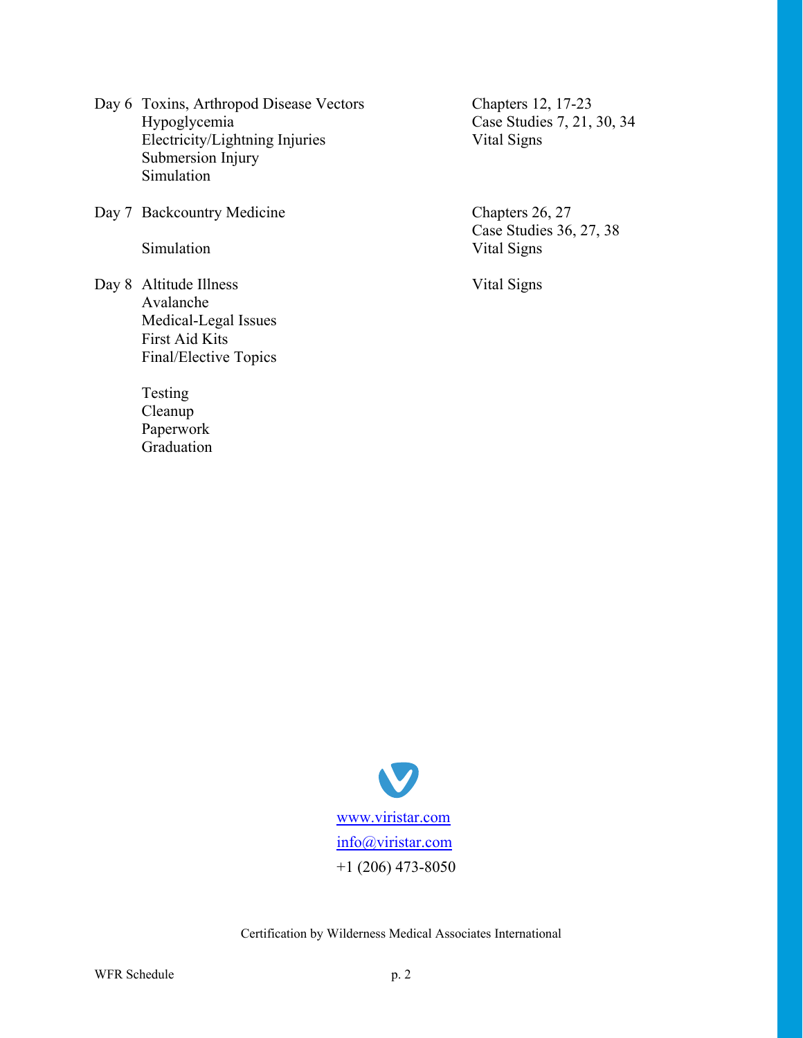| | | |
|---|---|---|
| Day 6 | Toxins, Arthropod Disease Vectors<br>Hypoglycemia<br>Electricity/Lightning Injuries<br>Submersion Injury<br>Simulation | Chapters 12, 17-23<br>Case Studies 7, 21, 30, 34<br>Vital Signs |
| Day 7 | Backcountry Medicine<br><br>Simulation | Chapters 26, 27<br>Case Studies 36, 27, 38<br>Vital Signs |
| Day 8 | Altitude Illness<br>Avalanche<br>Medical-Legal Issues<br>First Aid Kits<br>Final/Elective Topics<br><br>Testing<br>Cleanup<br>Paperwork<br>Graduation | Vital Signs |

[www.viristar.com](http://www.viristar.com)

[info@viristar.com](mailto:info@viristar.com)

+1 (206) 473-8050

Certification by Wilderness Medical Associates International